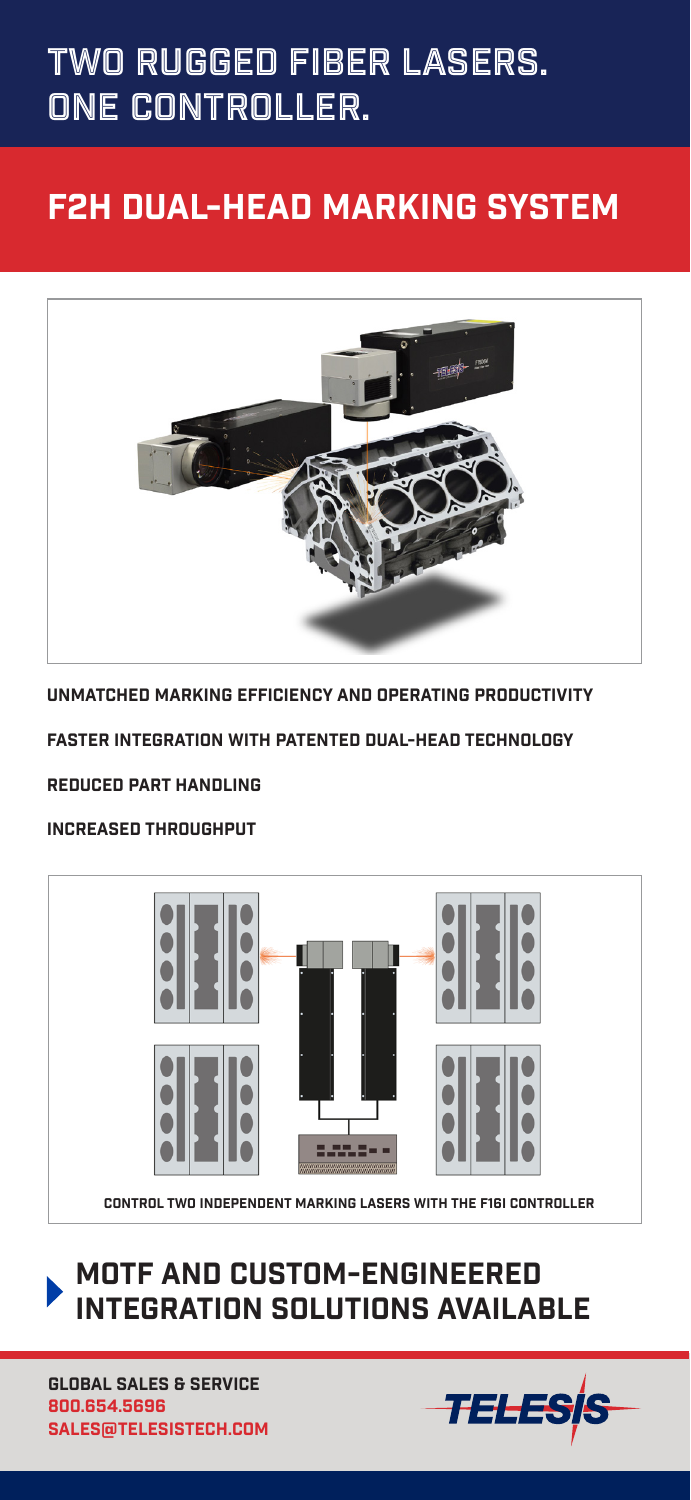# TWO RUGGED FIBER LASERS. ONE CONTROLLER.

## F2H DUAL-HEAD MARKING SYSTEM

**UNMATCHED MARKING EFFICIENCY AND OPERATING PRODUCTIVITY**

**FASTER INTEGRATION WITH PATENTED DUAL-HEAD TECHNOLOGY**

**REDUCED PART HANDLING**

**INCREASED THROUGHPUT**

CONTROL TWO INDEPENDENT MARKING LASERS WITH THE F16I CONTROLLER

## MOTF AND CUSTOM-ENGINEERED INTEGRATION SOLUTIONS AVAILABLE

**GLOBAL SALES & SERVICE**
**800.654.5696**
**SALES@TELESISTECH.COM**

TELESIS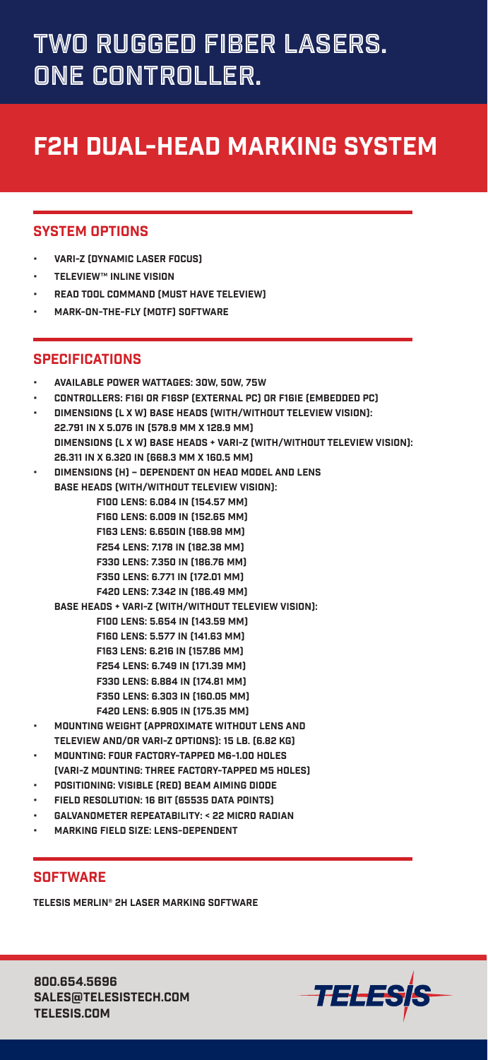# TWO RUGGED FIBER LASERS. ONE CONTROLLER.

# F2H DUAL-HEAD MARKING SYSTEM

## SYSTEM OPTIONS

- VARI-Z (DYNAMIC LASER FOCUS)
- TELEVIEW™ INLINE VISION
- READ TOOL COMMAND (MUST HAVE TELEVIEW)
- MARK-ON-THE-FLY (MOTF) SOFTWARE

## SPECIFICATIONS

- AVAILABLE POWER WATTAGES: 30W, 50W, 75W
- CONTROLLERS: F16I OR F16SP (EXTERNAL PC) OR F16IE (EMBEDDED PC)
- DIMENSIONS (L X W) BASE HEADS (WITH/WITHOUT TELEVIEW VISION): 22.791 IN X 5.076 IN (578.9 MM X 128.9 MM)
  DIMENSIONS (L X W) BASE HEADS + VARI-Z (WITH/WITHOUT TELEVIEW VISION): 26.311 IN X 6.320 IN (668.3 MM X 160.5 MM)
- DIMENSIONS (H) – DEPENDENT ON HEAD MODEL AND LENS
  BASE HEADS (WITH/WITHOUT TELEVIEW VISION):
  - F100 LENS: 6.084 IN (154.57 MM)
  - F160 LENS: 6.009 IN (152.65 MM)
  - F163 LENS: 6.650IN (168.98 MM)
  - F254 LENS: 7.178 IN (182.38 MM)
  - F330 LENS: 7.350 IN (186.76 MM)
  - F350 LENS: 6.771 IN (172.01 MM)
  - F420 LENS: 7.342 IN (186.49 MM)

  BASE HEADS + VARI-Z (WITH/WITHOUT TELEVIEW VISION):
  - F100 LENS: 5.654 IN (143.59 MM)
  - F160 LENS: 5.577 IN (141.63 MM)
  - F163 LENS: 6.216 IN (157.86 MM)
  - F254 LENS: 6.749 IN (171.39 MM)
  - F330 LENS: 6.884 IN (174.81 MM)
  - F350 LENS: 6.303 IN (160.05 MM)
  - F420 LENS: 6.905 IN (175.35 MM)
- MOUNTING WEIGHT (APPROXIMATE WITHOUT LENS AND TELEVIEW AND/OR VARI-Z OPTIONS): 15 LB. (6.82 KG)
- MOUNTING: FOUR FACTORY-TAPPED M6-1.00 HOLES (VARI-Z MOUNTING: THREE FACTORY-TAPPED M5 HOLES)
- POSITIONING: VISIBLE (RED) BEAM AIMING DIODE
- FIELD RESOLUTION: 16 BIT (65535 DATA POINTS)
- GALVANOMETER REPEATABILITY: < 22 MICRO RADIAN
- MARKING FIELD SIZE: LENS-DEPENDENT

## SOFTWARE

TELESIS MERLIN® 2H LASER MARKING SOFTWARE

800.654.5696
SALES@TELESISTECH.COM
TELESIS.COM

TELESIS